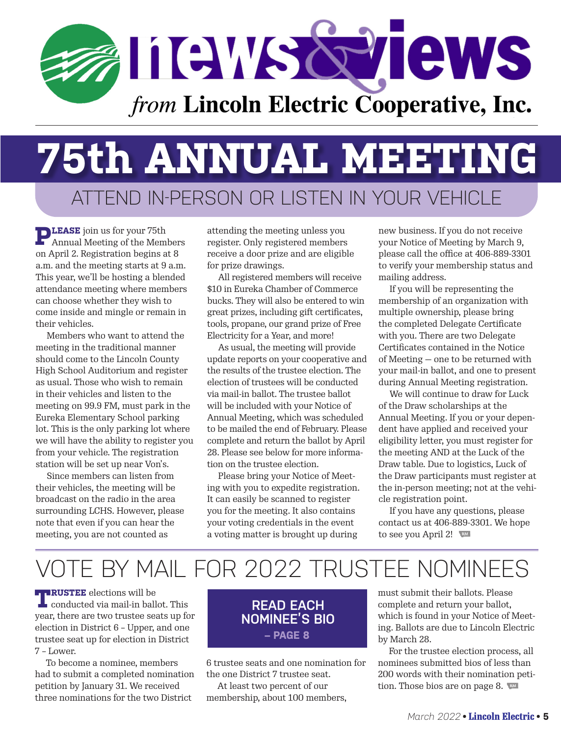# news & views

*from* **Lincoln Electric Cooperative, Inc.**

# 75th ANNUAL MEETING

## ATTEND IN-PERSON OR LISTEN IN YOUR VEHICLE

**PLEASE** join us for your 75th Annual Meeting of the Members on April 2. Registration begins at 8 a.m. and the meeting starts at 9 a.m. This year, we'll be hosting a blended attendance meeting where members can choose whether they wish to come inside and mingle or remain in their vehicles.

Members who want to attend the meeting in the traditional manner should come to the Lincoln County High School Auditorium and register as usual. Those who wish to remain in their vehicles and listen to the meeting on 99.9 FM, must park in the Eureka Elementary School parking lot. This is the only parking lot where we will have the ability to register you from your vehicle. The registration station will be set up near Von's.

Since members can listen from their vehicles, the meeting will be broadcast on the radio in the area surrounding LCHS. However, please note that even if you can hear the meeting, you are not counted as attending the meeting unless you register. Only registered members receive a door prize and are eligible for prize drawings.

All registered members will receive $10 in Eureka Chamber of Commerce bucks. They will also be entered to win great prizes, including gift certificates, tools, propane, our grand prize of Free Electricity for a Year, and more!

As usual, the meeting will provide update reports on your cooperative and the results of the trustee election. The election of trustees will be conducted via mail-in ballot. The trustee ballot will be included with your Notice of Annual Meeting, which was scheduled to be mailed the end of February. Please complete and return the ballot by April 28. Please see below for more information on the trustee election.

Please bring your Notice of Meeting with you to expedite registration. It can easily be scanned to register you for the meeting. It also contains your voting credentials in the event a voting matter is brought up during new business. If you do not receive your Notice of Meeting by March 9, please call the office at 406-889-3301 to verify your membership status and mailing address.

If you will be representing the membership of an organization with multiple ownership, please bring the completed Delegate Certificate with you. There are two Delegate Certificates contained in the Notice of Meeting — one to be returned with your mail-in ballot, and one to present during Annual Meeting registration.

We will continue to draw for Luck of the Draw scholarships at the Annual Meeting. If you or your dependent have applied and received your eligibility letter, you must register for the meeting AND at the Luck of the Draw table. Due to logistics, Luck of the Draw participants must register at the in-person meeting; not at the vehicle registration point.

If you have any questions, please contact us at 406-889-3301. We hope to see you April 2!

# VOTE BY MAIL FOR 2022 TRUSTEE NOMINEES

**TRUSTEE** elections will be conducted via mail-in ballot. This year, there are two trustee seats up for election in District 6 – Upper, and one trustee seat up for election in District 7 – Lower.

To become a nominee, members had to submit a completed nomination petition by January 31. We received three nominations for the two District 6 trustee seats and one nomination for the one District 7 trustee seat.

**READ EACH NOMINEE'S BIO – PAGE 8**

At least two percent of our membership, about 100 members, must submit their ballots. Please complete and return your ballot, which is found in your Notice of Meeting. Ballots are due to Lincoln Electric by March 28.

For the trustee election process, all nominees submitted bios of less than 200 words with their nomination petition. Those bios are on page 8.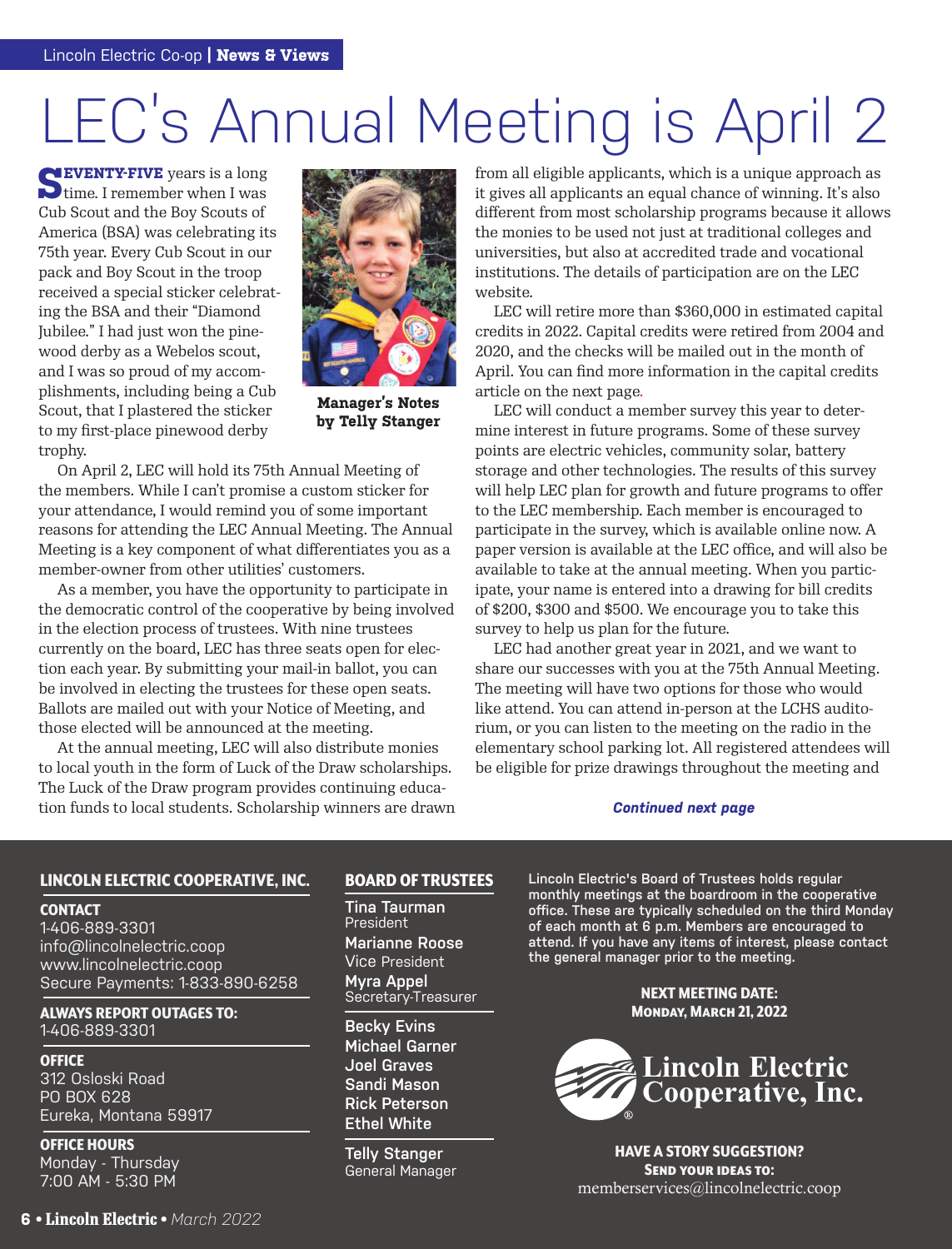# LEC's Annual Meeting is April 2

**Manager's Notes by Telly Stanger**

**SEVENTY-FIVE** years is a long time. I remember when I was Cub Scout and the Boy Scouts of America (BSA) was celebrating its 75th year. Every Cub Scout in our pack and Boy Scout in the troop received a special sticker celebrating the BSA and their "Diamond Jubilee." I had just won the pinewood derby as a Webelos scout, and I was so proud of my accomplishments, including being a Cub Scout, that I plastered the sticker to my first-place pinewood derby trophy.

On April 2, LEC will hold its 75th Annual Meeting of the members. While I can't promise a custom sticker for your attendance, I would remind you of some important reasons for attending the LEC Annual Meeting. The Annual Meeting is a key component of what differentiates you as a member-owner from other utilities' customers.

As a member, you have the opportunity to participate in the democratic control of the cooperative by being involved in the election process of trustees. With nine trustees currently on the board, LEC has three seats open for election each year. By submitting your mail-in ballot, you can be involved in electing the trustees for these open seats. Ballots are mailed out with your Notice of Meeting, and those elected will be announced at the meeting.

At the annual meeting, LEC will also distribute monies to local youth in the form of Luck of the Draw scholarships. The Luck of the Draw program provides continuing education funds to local students. Scholarship winners are drawn from all eligible applicants, which is a unique approach as it gives all applicants an equal chance of winning. It's also different from most scholarship programs because it allows the monies to be used not just at traditional colleges and universities, but also at accredited trade and vocational institutions. The details of participation are on the LEC website.

LEC will retire more than $360,000 in estimated capital credits in 2022. Capital credits were retired from 2004 and 2020, and the checks will be mailed out in the month of April. You can find more information in the capital credits article on the next page.

LEC will conduct a member survey this year to determine interest in future programs. Some of these survey points are electric vehicles, community solar, battery storage and other technologies. The results of this survey will help LEC plan for growth and future programs to offer to the LEC membership. Each member is encouraged to participate in the survey, which is available online now. A paper version is available at the LEC office, and will also be available to take at the annual meeting. When you participate, your name is entered into a drawing for bill credits of $200, $300 and $500. We encourage you to take this survey to help us plan for the future.

LEC had another great year in 2021, and we want to share our successes with you at the 75th Annual Meeting. The meeting will have two options for those who would like attend. You can attend in-person at the LCHS auditorium, or you can listen to the meeting on the radio in the elementary school parking lot. All registered attendees will be eligible for prize drawings throughout the meeting and

*Continued next page*

---

**LINCOLN ELECTRIC COOPERATIVE, INC.**

**CONTACT**
1-406-889-3301
info@lincolnelectric.coop
www.lincolnelectric.coop
Secure Payments: 1-833-890-6258

**ALWAYS REPORT OUTAGES TO:**
1-406-889-3301

**OFFICE**
312 Osloski Road
PO BOX 628
Eureka, Montana 59917

**OFFICE HOURS**
Monday - Thursday
7:00 AM - 5:30 PM

**BOARD OF TRUSTEES**

**Tina Taurman**
President
**Marianne Roose**
Vice President
**Myra Appel**
Secretary-Treasurer

**Becky Evins**
**Michael Garner**
**Joel Graves**
**Sandi Mason**
**Rick Peterson**
**Ethel White**

**Telly Stanger**
General Manager

Lincoln Electric's Board of Trustees holds regular monthly meetings at the boardroom in the cooperative office. These are typically scheduled on the third Monday of each month at 6 p.m. Members are encouraged to attend. If you have any items of interest, please contact the general manager prior to the meeting.

**NEXT MEETING DATE:**
**MONDAY, MARCH 21, 2022**

Lincoln Electric Cooperative, Inc.

**HAVE A STORY SUGGESTION?**
**SEND YOUR IDEAS TO:**
memberservices@lincolnelectric.coop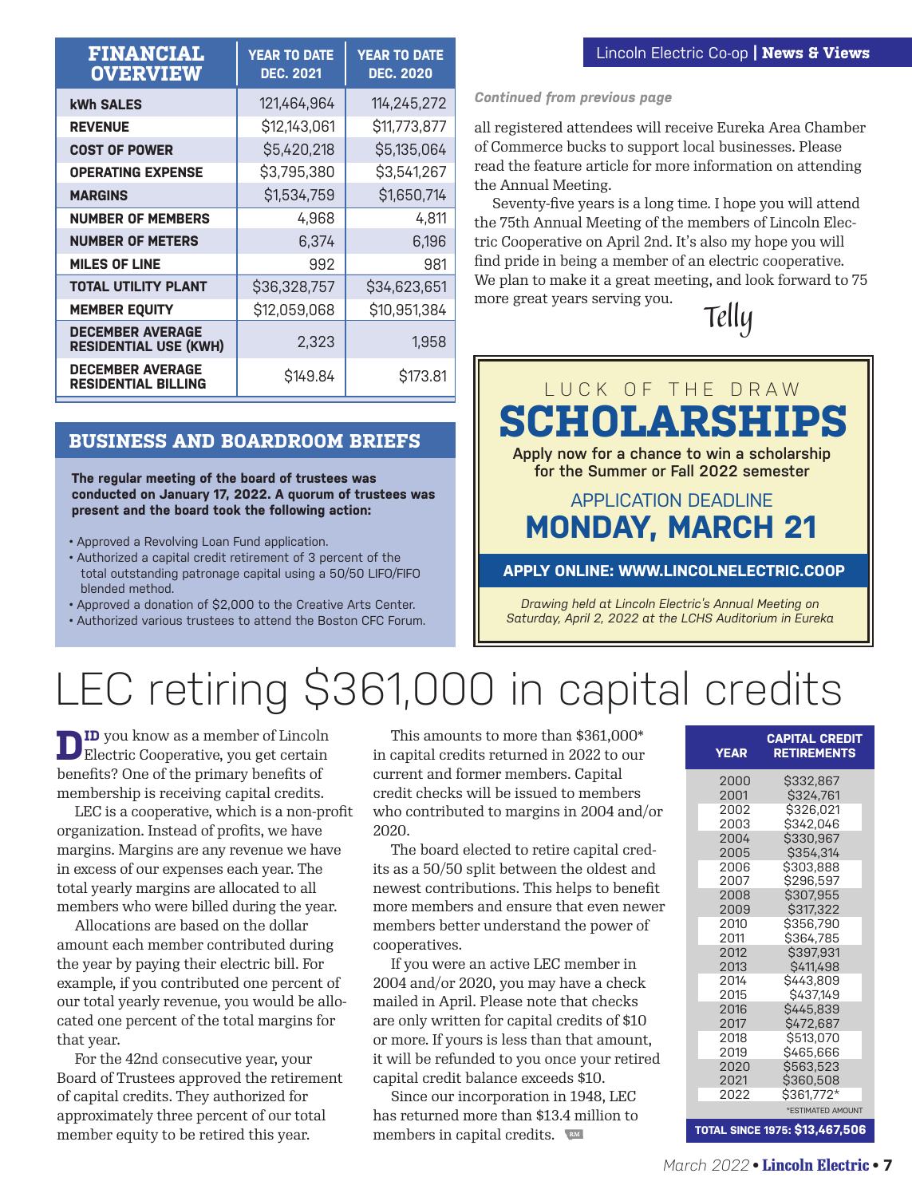| FINANCIAL OVERVIEW | YEAR TO DATE DEC. 2021 | YEAR TO DATE DEC. 2020 |
|---|---|---|
| kWh SALES | 121,464,964 | 114,245,272 |
| REVENUE | $12,143,061 | $11,773,877 |
| COST OF POWER | $5,420,218 | $5,135,064 |
| OPERATING EXPENSE | $3,795,380 | $3,541,267 |
| MARGINS | $1,534,759 | $1,650,714 |
| NUMBER OF MEMBERS | 4,968 | 4,811 |
| NUMBER OF METERS | 6,374 | 6,196 |
| MILES OF LINE | 992 | 981 |
| TOTAL UTILITY PLANT | $36,328,757 | $34,623,651 |
| MEMBER EQUITY | $12,059,068 | $10,951,384 |
| DECEMBER AVERAGE RESIDENTIAL USE (KWH) | 2,323 | 1,958 |
| DECEMBER AVERAGE RESIDENTIAL BILLING | $149.84 | $173.81 |

## BUSINESS AND BOARDROOM BRIEFS

**The regular meeting of the board of trustees was conducted on January 17, 2022. A quorum of trustees was present and the board took the following action:**

- Approved a Revolving Loan Fund application.
- Authorized a capital credit retirement of 3 percent of the total outstanding patronage capital using a 50/50 LIFO/FIFO blended method.
- Approved a donation of $2,000 to the Creative Arts Center.
- Authorized various trustees to attend the Boston CFC Forum.

*Continued from previous page*

all registered attendees will receive Eureka Area Chamber of Commerce bucks to support local businesses. Please read the feature article for more information on attending the Annual Meeting.

Seventy-five years is a long time. I hope you will attend the 75th Annual Meeting of the members of Lincoln Electric Cooperative on April 2nd. It's also my hope you will find pride in being a member of an electric cooperative. We plan to make it a great meeting, and look forward to 75 more great years serving you.

Telly

LUCK OF THE DRAW

## SCHOLARSHIPS

Apply now for a chance to win a scholarship for the Summer or Fall 2022 semester

APPLICATION DEADLINE

**MONDAY, MARCH 21**

**APPLY ONLINE: WWW.LINCOLNELECTRIC.COOP**

*Drawing held at Lincoln Electric's Annual Meeting on Saturday, April 2, 2022 at the LCHS Auditorium in Eureka*

# LEC retiring $361,000 in capital credits

Did you know as a member of Lincoln Electric Cooperative, you get certain benefits? One of the primary benefits of membership is receiving capital credits.

LEC is a cooperative, which is a non-profit organization. Instead of profits, we have margins. Margins are any revenue we have in excess of our expenses each year. The total yearly margins are allocated to all members who were billed during the year.

Allocations are based on the dollar amount each member contributed during the year by paying their electric bill. For example, if you contributed one percent of our total yearly revenue, you would be allocated one percent of the total margins for that year.

For the 42nd consecutive year, your Board of Trustees approved the retirement of capital credits. They authorized for approximately three percent of our total member equity to be retired this year.

This amounts to more than $361,000* in capital credits returned in 2022 to our current and former members. Capital credit checks will be issued to members who contributed to margins in 2004 and/or 2020.

The board elected to retire capital credits as a 50/50 split between the oldest and newest contributions. This helps to benefit more members and ensure that even newer members better understand the power of cooperatives.

If you were an active LEC member in 2004 and/or 2020, you may have a check mailed in April. Please note that checks are only written for capital credits of $10 or more. If yours is less than that amount, it will be refunded to you once your retired capital credit balance exceeds $10.

Since our incorporation in 1948, LEC has returned more than $13.4 million to members in capital credits.

| YEAR | CAPITAL CREDIT RETIREMENTS |
|---|---|
| 2000 | $332,867 |
| 2001 | $324,761 |
| 2002 | $326,021 |
| 2003 | $342,046 |
| 2004 | $330,967 |
| 2005 | $354,314 |
| 2006 | $303,888 |
| 2007 | $296,597 |
| 2008 | $307,955 |
| 2009 | $317,322 |
| 2010 | $356,790 |
| 2011 | $364,785 |
| 2012 | $397,931 |
| 2013 | $411,498 |
| 2014 | $443,809 |
| 2015 | $437,149 |
| 2016 | $445,839 |
| 2017 | $472,687 |
| 2018 | $513,070 |
| 2019 | $465,666 |
| 2020 | $563,523 |
| 2021 | $360,508 |
| 2022 | $361,772* |
| TOTAL SINCE 1975: | $13,467,506 |

*ESTIMATED AMOUNT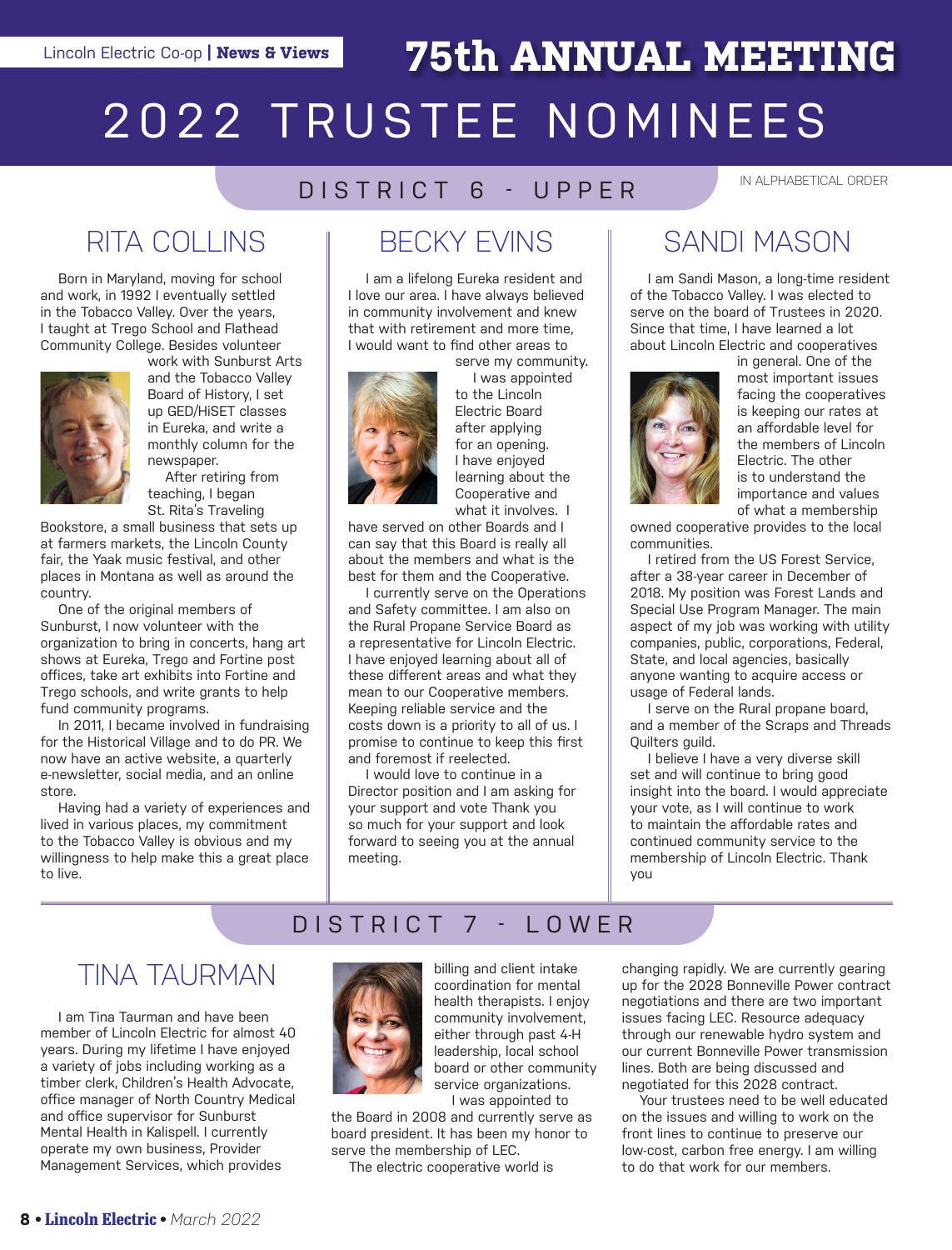# 75th ANNUAL MEETING

# 2022 TRUSTEE NOMINEES

## DISTRICT 6 - UPPER

IN ALPHABETICAL ORDER

### RITA COLLINS

Born in Maryland, moving for school and work, in 1992 I eventually settled in the Tobacco Valley. Over the years, I taught at Trego School and Flathead Community College. Besides volunteer work with Sunburst Arts and the Tobacco Valley Board of History, I set up GED/HiSET classes in Eureka, and write a monthly column for the newspaper.

After retiring from teaching, I began St. Rita's Traveling Bookstore, a small business that sets up at farmers markets, the Lincoln County fair, the Yaak music festival, and other places in Montana as well as around the country.

One of the original members of Sunburst, I now volunteer with the organization to bring in concerts, hang art shows at Eureka, Trego and Fortine post offices, take art exhibits into Fortine and Trego schools, and write grants to help fund community programs.

In 2011, I became involved in fundraising for the Historical Village and to do PR. We now have an active website, a quarterly e-newsletter, social media, and an online store.

Having had a variety of experiences and lived in various places, my commitment to the Tobacco Valley is obvious and my willingness to help make this a great place to live.

### BECKY EVINS

I am a lifelong Eureka resident and I love our area. I have always believed in community involvement and knew that with retirement and more time, I would want to find other areas to serve my community.

I was appointed to the Lincoln Electric Board after applying for an opening. I have enjoyed learning about the Cooperative and what it involves. I have served on other Boards and I can say that this Board is really all about the members and what is the best for them and the Cooperative.

I currently serve on the Operations and Safety committee. I am also on the Rural Propane Service Board as a representative for Lincoln Electric. I have enjoyed learning about all of these different areas and what they mean to our Cooperative members. Keeping reliable service and the costs down is a priority to all of us. I promise to continue to keep this first and foremost if reelected.

I would love to continue in a Director position and I am asking for your support and vote Thank you so much for your support and look forward to seeing you at the annual meeting.

### SANDI MASON

I am Sandi Mason, a long-time resident of the Tobacco Valley. I was elected to serve on the board of Trustees in 2020. Since that time, I have learned a lot about Lincoln Electric and cooperatives in general. One of the most important issues facing the cooperatives is keeping our rates at an affordable level for the members of Lincoln Electric. The other is to understand the importance and values of what a membership owned cooperative provides to the local communities.

I retired from the US Forest Service, after a 38-year career in December of 2018. My position was Forest Lands and Special Use Program Manager. The main aspect of my job was working with utility companies, public, corporations, Federal, State, and local agencies, basically anyone wanting to acquire access or usage of Federal lands.

I serve on the Rural propane board, and a member of the Scraps and Threads Quilters guild.

I believe I have a very diverse skill set and will continue to bring good insight into the board. I would appreciate your vote, as I will continue to work to maintain the affordable rates and continued community service to the membership of Lincoln Electric. Thank you

## DISTRICT 7 - LOWER

### TINA TAURMAN

I am Tina Taurman and have been member of Lincoln Electric for almost 40 years. During my lifetime I have enjoyed a variety of jobs including working as a timber clerk, Children's Health Advocate, office manager of North Country Medical and office supervisor for Sunburst Mental Health in Kalispell. I currently operate my own business, Provider Management Services, which provides billing and client intake coordination for mental health therapists. I enjoy community involvement, either through past 4-H leadership, local school board or other community service organizations.

I was appointed to the Board in 2008 and currently serve as board president. It has been my honor to serve the membership of LEC.

The electric cooperative world is changing rapidly. We are currently gearing up for the 2028 Bonneville Power contract negotiations and there are two important issues facing LEC. Resource adequacy through our renewable hydro system and our current Bonneville Power transmission lines. Both are being discussed and negotiated for this 2028 contract.

Your trustees need to be well educated on the issues and willing to work on the front lines to continue to preserve our low-cost, carbon free energy. I am willing to do that work for our members.